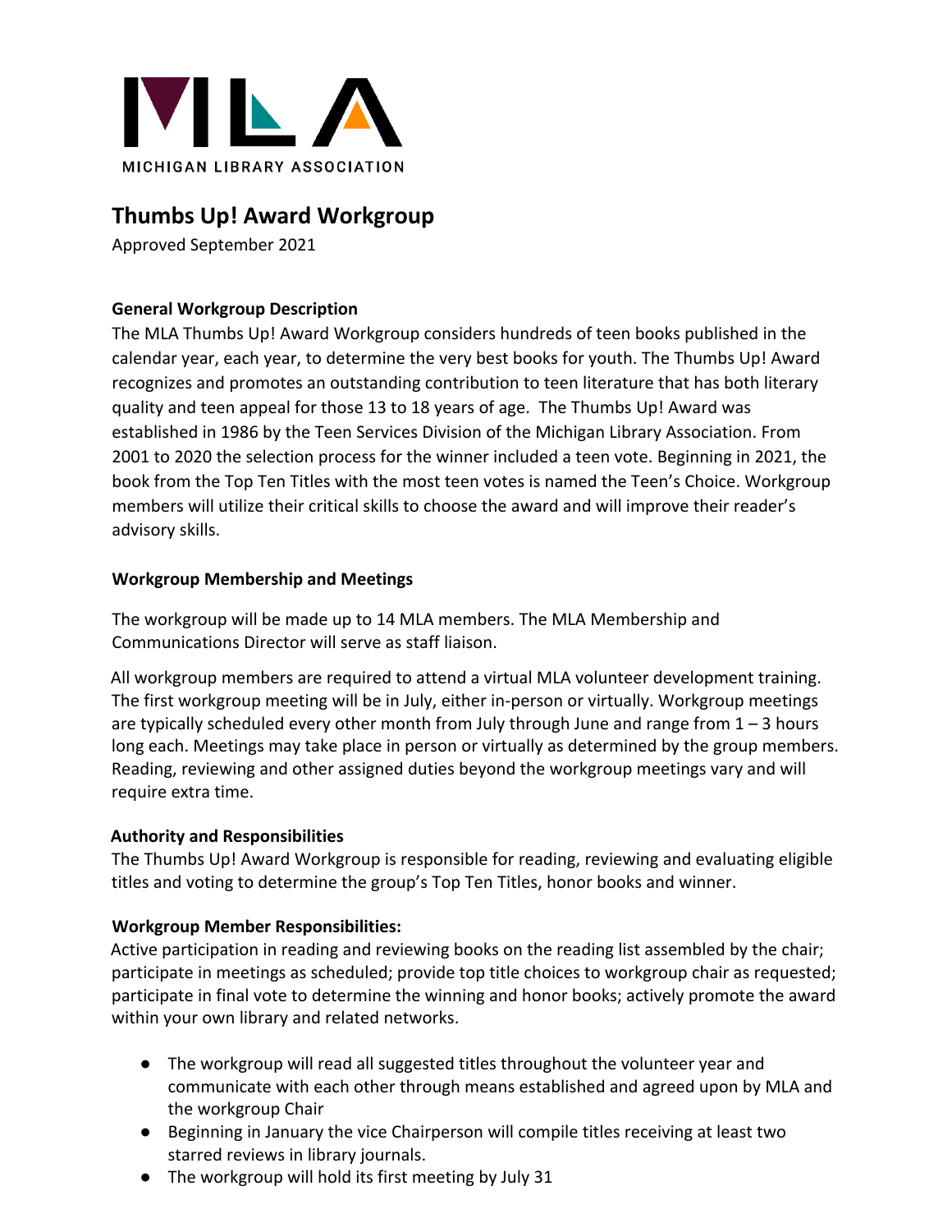MICHIGAN LIBRARY ASSOCIATION

# Thumbs Up! Award Workgroup

Approved September 2021

### General Workgroup Description

The MLA Thumbs Up! Award Workgroup considers hundreds of teen books published in the calendar year, each year, to determine the very best books for youth. The Thumbs Up! Award recognizes and promotes an outstanding contribution to teen literature that has both literary quality and teen appeal for those 13 to 18 years of age. The Thumbs Up! Award was established in 1986 by the Teen Services Division of the Michigan Library Association. From 2001 to 2020 the selection process for the winner included a teen vote. Beginning in 2021, the book from the Top Ten Titles with the most teen votes is named the Teen's Choice. Workgroup members will utilize their critical skills to choose the award and will improve their reader's advisory skills.

### Workgroup Membership and Meetings

The workgroup will be made up to 14 MLA members. The MLA Membership and Communications Director will serve as staff liaison.

All workgroup members are required to attend a virtual MLA volunteer development training. The first workgroup meeting will be in July, either in-person or virtually. Workgroup meetings are typically scheduled every other month from July through June and range from 1 – 3 hours long each. Meetings may take place in person or virtually as determined by the group members. Reading, reviewing and other assigned duties beyond the workgroup meetings vary and will require extra time.

### Authority and Responsibilities

The Thumbs Up! Award Workgroup is responsible for reading, reviewing and evaluating eligible titles and voting to determine the group's Top Ten Titles, honor books and winner.

### Workgroup Member Responsibilities:

Active participation in reading and reviewing books on the reading list assembled by the chair; participate in meetings as scheduled; provide top title choices to workgroup chair as requested; participate in final vote to determine the winning and honor books; actively promote the award within your own library and related networks.

- The workgroup will read all suggested titles throughout the volunteer year and communicate with each other through means established and agreed upon by MLA and the workgroup Chair
- Beginning in January the vice Chairperson will compile titles receiving at least two starred reviews in library journals.
- The workgroup will hold its first meeting by July 31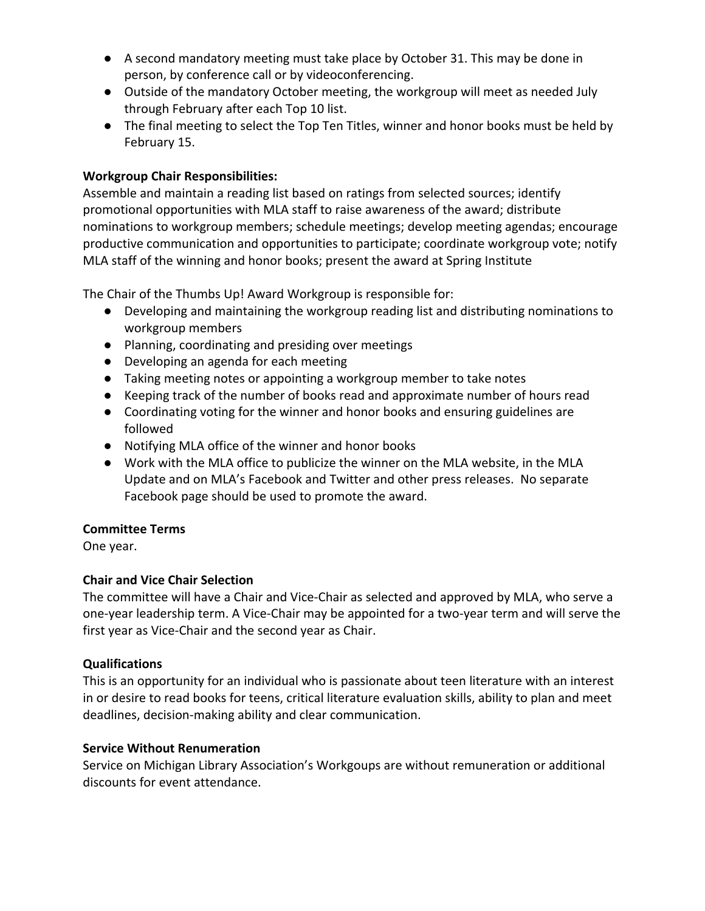- A second mandatory meeting must take place by October 31. This may be done in person, by conference call or by videoconferencing.
- Outside of the mandatory October meeting, the workgroup will meet as needed July through February after each Top 10 list.
- The final meeting to select the Top Ten Titles, winner and honor books must be held by February 15.

**Workgroup Chair Responsibilities:**
Assemble and maintain a reading list based on ratings from selected sources; identify promotional opportunities with MLA staff to raise awareness of the award; distribute nominations to workgroup members; schedule meetings; develop meeting agendas; encourage productive communication and opportunities to participate; coordinate workgroup vote; notify MLA staff of the winning and honor books; present the award at Spring Institute

The Chair of the Thumbs Up! Award Workgroup is responsible for:

- Developing and maintaining the workgroup reading list and distributing nominations to workgroup members
- Planning, coordinating and presiding over meetings
- Developing an agenda for each meeting
- Taking meeting notes or appointing a workgroup member to take notes
- Keeping track of the number of books read and approximate number of hours read
- Coordinating voting for the winner and honor books and ensuring guidelines are followed
- Notifying MLA office of the winner and honor books
- Work with the MLA office to publicize the winner on the MLA website, in the MLA Update and on MLA's Facebook and Twitter and other press releases. No separate Facebook page should be used to promote the award.

**Committee Terms**
One year.

**Chair and Vice Chair Selection**
The committee will have a Chair and Vice-Chair as selected and approved by MLA, who serve a one-year leadership term. A Vice-Chair may be appointed for a two-year term and will serve the first year as Vice-Chair and the second year as Chair.

**Qualifications**
This is an opportunity for an individual who is passionate about teen literature with an interest in or desire to read books for teens, critical literature evaluation skills, ability to plan and meet deadlines, decision-making ability and clear communication.

**Service Without Renumeration**
Service on Michigan Library Association's Workgoups are without remuneration or additional discounts for event attendance.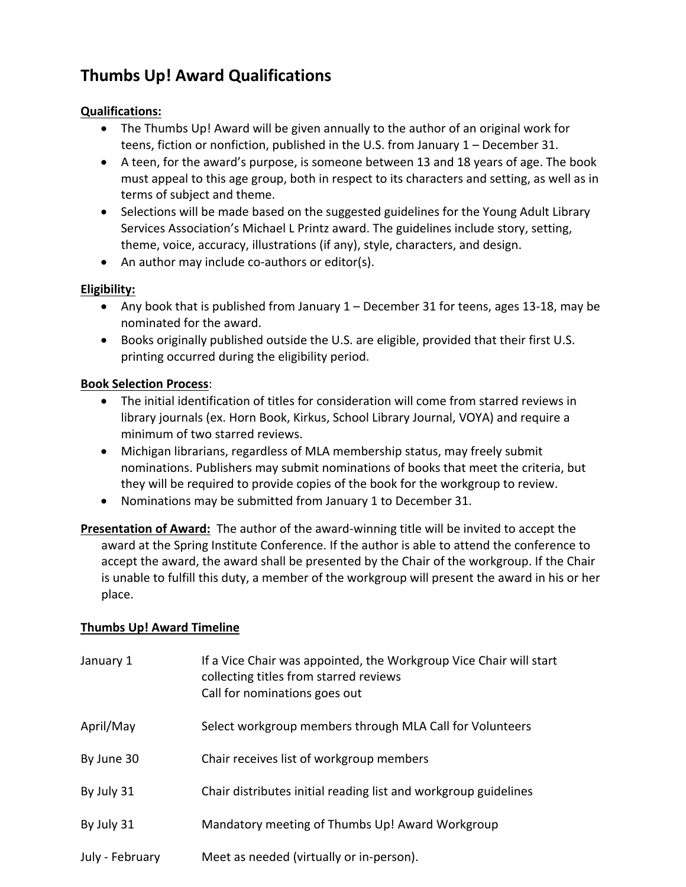# Thumbs Up! Award Qualifications

**Qualifications:**

- The Thumbs Up! Award will be given annually to the author of an original work for teens, fiction or nonfiction, published in the U.S. from January 1 – December 31.
- A teen, for the award's purpose, is someone between 13 and 18 years of age. The book must appeal to this age group, both in respect to its characters and setting, as well as in terms of subject and theme.
- Selections will be made based on the suggested guidelines for the Young Adult Library Services Association's Michael L Printz award. The guidelines include story, setting, theme, voice, accuracy, illustrations (if any), style, characters, and design.
- An author may include co-authors or editor(s).

**Eligibility:**

- Any book that is published from January 1 – December 31 for teens, ages 13-18, may be nominated for the award.
- Books originally published outside the U.S. are eligible, provided that their first U.S. printing occurred during the eligibility period.

**Book Selection Process**:

- The initial identification of titles for consideration will come from starred reviews in library journals (ex. Horn Book, Kirkus, School Library Journal, VOYA) and require a minimum of two starred reviews.
- Michigan librarians, regardless of MLA membership status, may freely submit nominations. Publishers may submit nominations of books that meet the criteria, but they will be required to provide copies of the book for the workgroup to review.
- Nominations may be submitted from January 1 to December 31.

**Presentation of Award:** The author of the award-winning title will be invited to accept the award at the Spring Institute Conference. If the author is able to attend the conference to accept the award, the award shall be presented by the Chair of the workgroup. If the Chair is unable to fulfill this duty, a member of the workgroup will present the award in his or her place.

**Thumbs Up! Award Timeline**

| | |
|---|---|
| January 1 | If a Vice Chair was appointed, the Workgroup Vice Chair will start collecting titles from starred reviews<br>Call for nominations goes out |
| April/May | Select workgroup members through MLA Call for Volunteers |
| By June 30 | Chair receives list of workgroup members |
| By July 31 | Chair distributes initial reading list and workgroup guidelines |
| By July 31 | Mandatory meeting of Thumbs Up! Award Workgroup |
| July - February | Meet as needed (virtually or in-person). |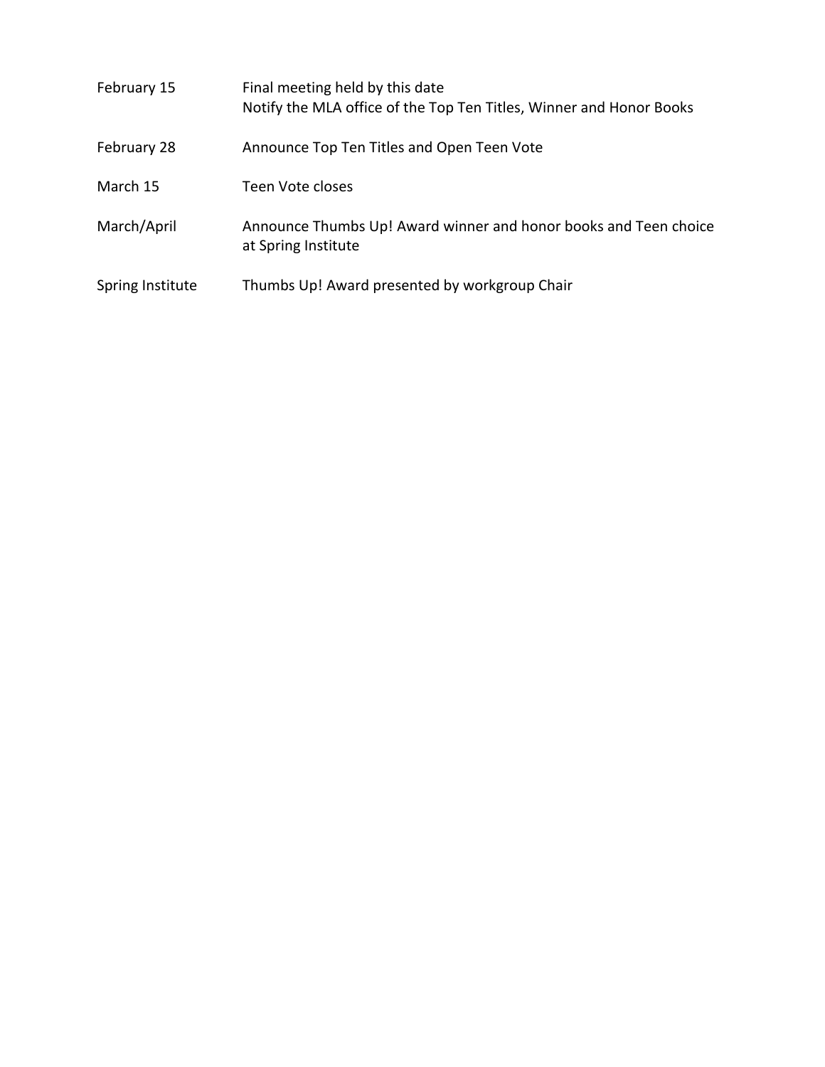| | |
|---|---|
| February 15 | Final meeting held by this date<br>Notify the MLA office of the Top Ten Titles, Winner and Honor Books |
| February 28 | Announce Top Ten Titles and Open Teen Vote |
| March 15 | Teen Vote closes |
| March/April | Announce Thumbs Up! Award winner and honor books and Teen choice at Spring Institute |
| Spring Institute | Thumbs Up! Award presented by workgroup Chair |